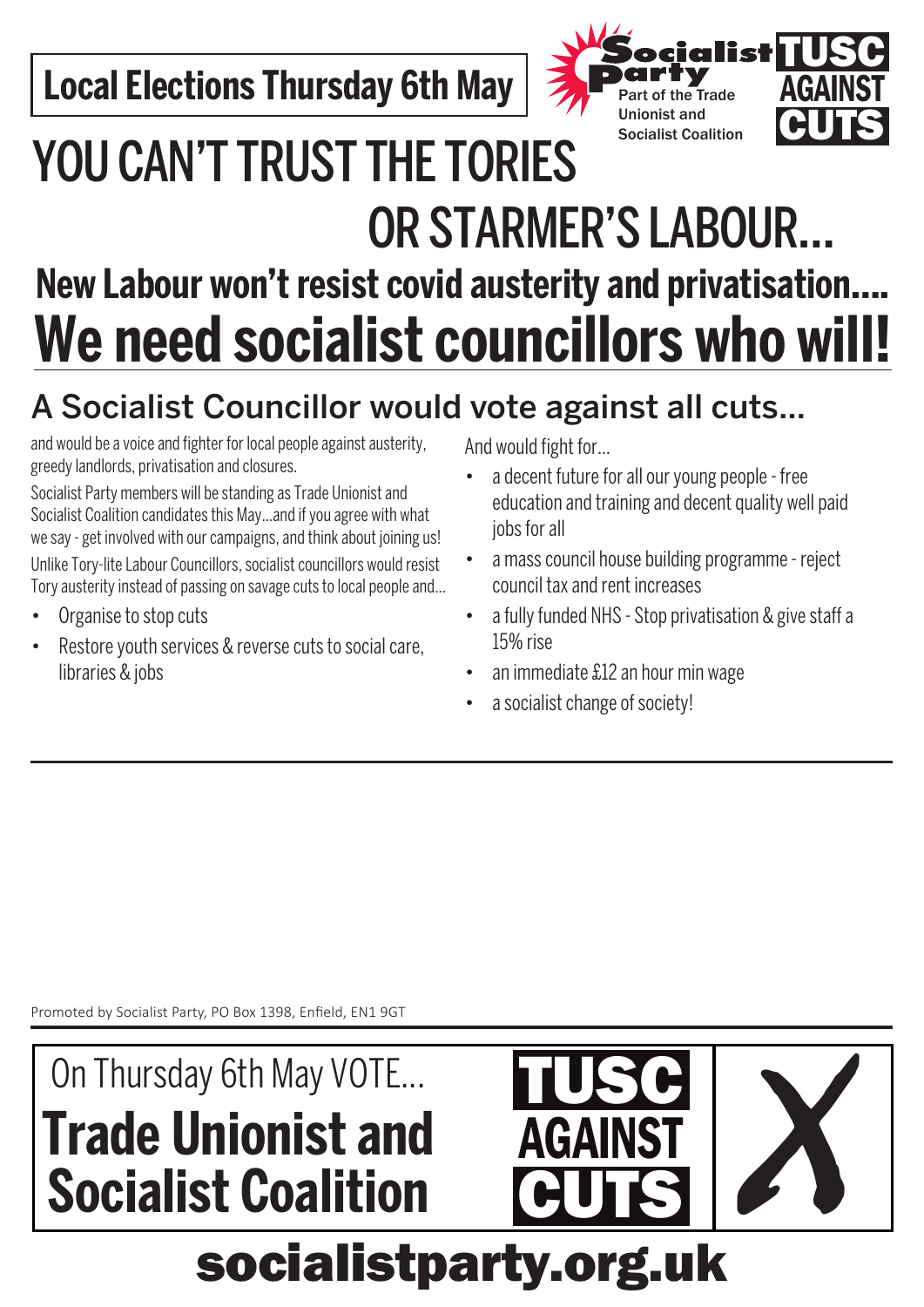**Local Elections Thursday 6th May**

Socialist Party
Part of the Trade Unionist and Socialist Coalition

TUSC AGAINST CUTS

# YOU CAN'T TRUST THE TORIES OR STARMER'S LABOUR...

## New Labour won't resist covid austerity and privatisation....

# We need socialist councillors who will!

## A Socialist Councillor would vote against all cuts...

and would be a voice and fighter for local people against austerity, greedy landlords, privatisation and closures.

Socialist Party members will be standing as Trade Unionist and Socialist Coalition candidates this May...and if you agree with what we say - get involved with our campaigns, and think about joining us!

Unlike Tory-lite Labour Councillors, socialist councillors would resist Tory austerity instead of passing on savage cuts to local people and...

- Organise to stop cuts
- Restore youth services & reverse cuts to social care, libraries & jobs

And would fight for...

- a decent future for all our young people - free education and training and decent quality well paid jobs for all
- a mass council house building programme - reject council tax and rent increases
- a fully funded NHS - Stop privatisation & give staff a 15% rise
- an immediate £12 an hour min wage
- a socialist change of society!

---

Promoted by Socialist Party, PO Box 1398, Enfield, EN1 9GT

On Thursday 6th May VOTE...

**Trade Unionist and Socialist Coalition**

TUSC AGAINST CUTS ✗

**socialistparty.org.uk**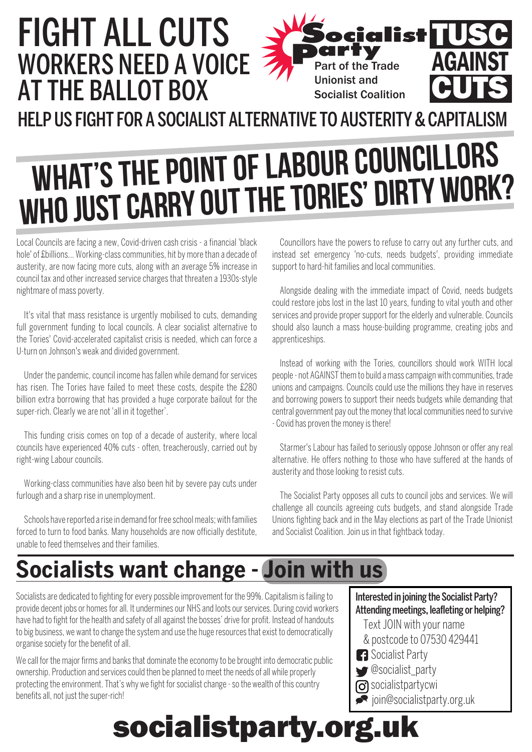# FIGHT ALL CUTS

## WORKERS NEED A VOICE AT THE BALLOT BOX

Socialist Party

Part of the Trade Unionist and Socialist Coalition

TUSC AGAINST CUTS

## HELP US FIGHT FOR A SOCIALIST ALTERNATIVE TO AUSTERITY & CAPITALISM

# WHAT'S THE POINT OF LABOUR COUNCILLORS WHO JUST CARRY OUT THE TORIES' DIRTY WORK?

Local Councils are facing a new, Covid-driven cash crisis - a financial 'black hole' of £billions... Working-class communities, hit by more than a decade of austerity, are now facing more cuts, along with an average 5% increase in council tax and other increased service charges that threaten a 1930s-style nightmare of mass poverty.

It's vital that mass resistance is urgently mobilised to cuts, demanding full government funding to local councils. A clear socialist alternative to the Tories' Covid-accelerated capitalist crisis is needed, which can force a U-turn on Johnson's weak and divided government.

Under the pandemic, council income has fallen while demand for services has risen. The Tories have failed to meet these costs, despite the £280 billion extra borrowing that has provided a huge corporate bailout for the super-rich. Clearly we are not 'all in it together'.

This funding crisis comes on top of a decade of austerity, where local councils have experienced 40% cuts - often, treacherously, carried out by right-wing Labour councils.

Working-class communities have also been hit by severe pay cuts under furlough and a sharp rise in unemployment.

Schools have reported a rise in demand for free school meals; with families forced to turn to food banks. Many households are now officially destitute, unable to feed themselves and their families.

Councillors have the powers to refuse to carry out any further cuts, and instead set emergency 'no-cuts, needs budgets', providing immediate support to hard-hit families and local communities.

Alongside dealing with the immediate impact of Covid, needs budgets could restore jobs lost in the last 10 years, funding to vital youth and other services and provide proper support for the elderly and vulnerable. Councils should also launch a mass house-building programme, creating jobs and apprenticeships.

Instead of working with the Tories, councillors should work WITH local people - not AGAINST them to build a mass campaign with communities, trade unions and campaigns. Councils could use the millions they have in reserves and borrowing powers to support their needs budgets while demanding that central government pay out the money that local communities need to survive - Covid has proven the money is there!

Starmer's Labour has failed to seriously oppose Johnson or offer any real alternative. He offers nothing to those who have suffered at the hands of austerity and those looking to resist cuts.

The Socialist Party opposes all cuts to council jobs and services. We will challenge all councils agreeing cuts budgets, and stand alongside Trade Unions fighting back and in the May elections as part of the Trade Unionist and Socialist Coalition. Join us in that fightback today.

## Socialists want change - Join with us

Socialists are dedicated to fighting for every possible improvement for the 99%. Capitalism is failing to provide decent jobs or homes for all. It undermines our NHS and loots our services. During covid workers have had to fight for the health and safety of all against the bosses' drive for profit. Instead of handouts to big business, we want to change the system and use the huge resources that exist to democratically organise society for the benefit of all.

We call for the major firms and banks that dominate the economy to be brought into democratic public ownership. Production and services could then be planned to meet the needs of all while properly protecting the environment. That's why we fight for socialist change - so the wealth of this country benefits all, not just the super-rich!

**Interested in joining the Socialist Party? Attending meetings, leafleting or helping?**

Text JOIN with your name & postcode to 07530 429441

Socialist Party

@socialist_party

socialistpartycwi

join@socialistparty.org.uk

# socialistparty.org.uk